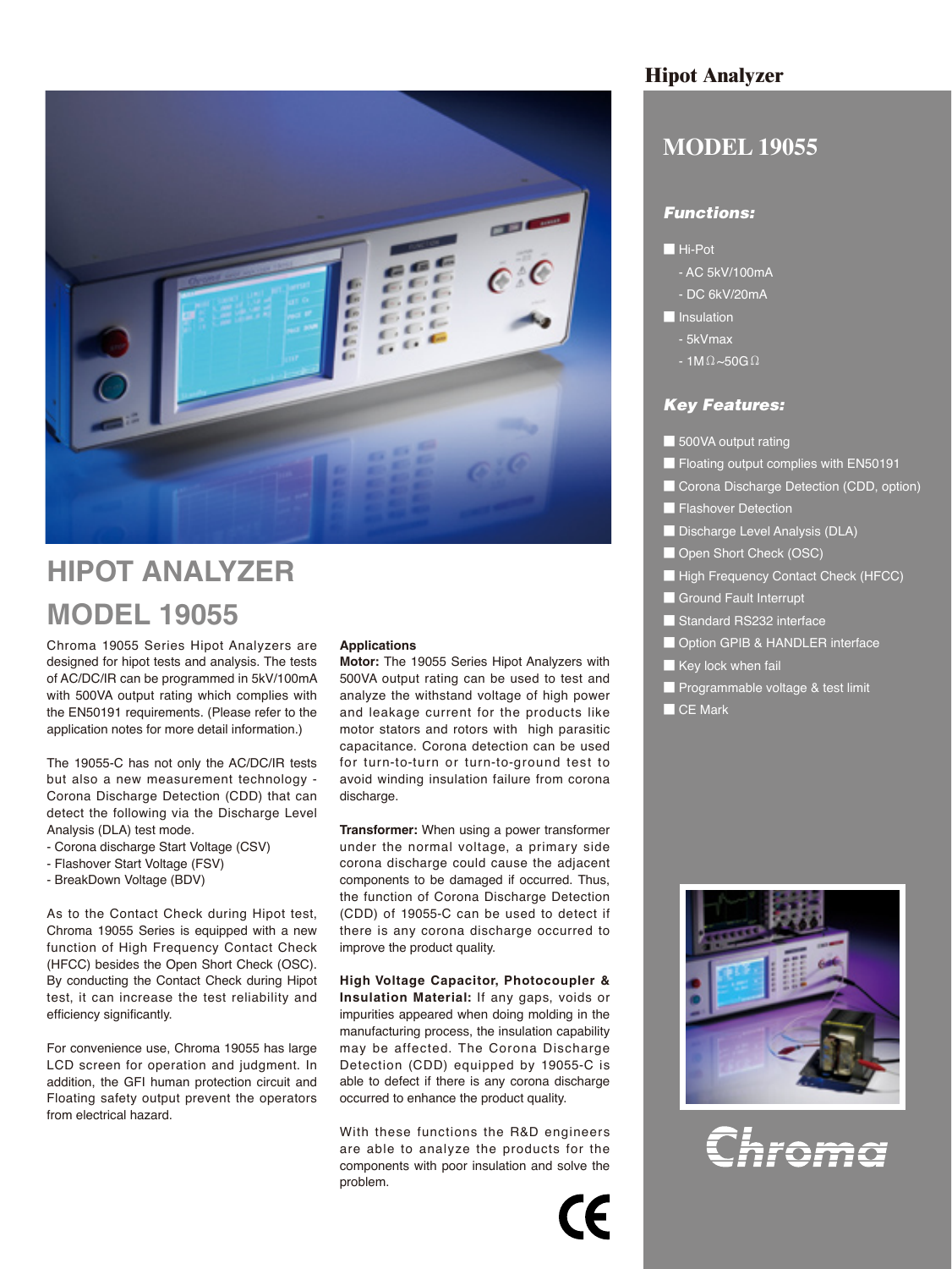# Hipot Analyzer

## MODEL 19055

### *Functions:*

- Hi-Pot
  - AC 5kV/100mA
  - DC 6kV/20mA
- Insulation
  - 5kVmax
  - 1MΩ~50GΩ

### *Key Features:*

- 500VA output rating
- Floating output complies with EN50191
- Corona Discharge Detection (CDD, option)
- Flashover Detection
- Discharge Level Analysis (DLA)
- Open Short Check (OSC)
- High Frequency Contact Check (HFCC)
- Ground Fault Interrupt
- Standard RS232 interface
- Option GPIB & HANDLER interface
- Key lock when fail
- Programmable voltage & test limit
- CE Mark

# HIPOT ANALYZER MODEL 19055

Chroma 19055 Series Hipot Analyzers are designed for hipot tests and analysis. The tests of AC/DC/IR can be programmed in 5kV/100mA with 500VA output rating which complies with the EN50191 requirements. (Please refer to the application notes for more detail information.)

The 19055-C has not only the AC/DC/IR tests but also a new measurement technology - Corona Discharge Detection (CDD) that can detect the following via the Discharge Level Analysis (DLA) test mode.

- Corona discharge Start Voltage (CSV)
- Flashover Start Voltage (FSV)
- BreakDown Voltage (BDV)

As to the Contact Check during Hipot test, Chroma 19055 Series is equipped with a new function of High Frequency Contact Check (HFCC) besides the Open Short Check (OSC). By conducting the Contact Check during Hipot test, it can increase the test reliability and efficiency significantly.

For convenience use, Chroma 19055 has large LCD screen for operation and judgment. In addition, the GFI human protection circuit and Floating safety output prevent the operators from electrical hazard.

**Applications**

**Motor:** The 19055 Series Hipot Analyzers with 500VA output rating can be used to test and analyze the withstand voltage of high power and leakage current for the products like motor stators and rotors with high parasitic capacitance. Corona detection can be used for turn-to-turn or turn-to-ground test to avoid winding insulation failure from corona discharge.

**Transformer:** When using a power transformer under the normal voltage, a primary side corona discharge could cause the adjacent components to be damaged if occurred. Thus, the function of Corona Discharge Detection (CDD) of 19055-C can be used to detect if there is any corona discharge occurred to improve the product quality.

**High Voltage Capacitor, Photocoupler & Insulation Material:** If any gaps, voids or impurities appeared when doing molding in the manufacturing process, the insulation capability may be affected. The Corona Discharge Detection (CDD) equipped by 19055-C is able to defect if there is any corona discharge occurred to enhance the product quality.

With these functions the R&D engineers are able to analyze the products for the components with poor insulation and solve the problem.

CE

Chroma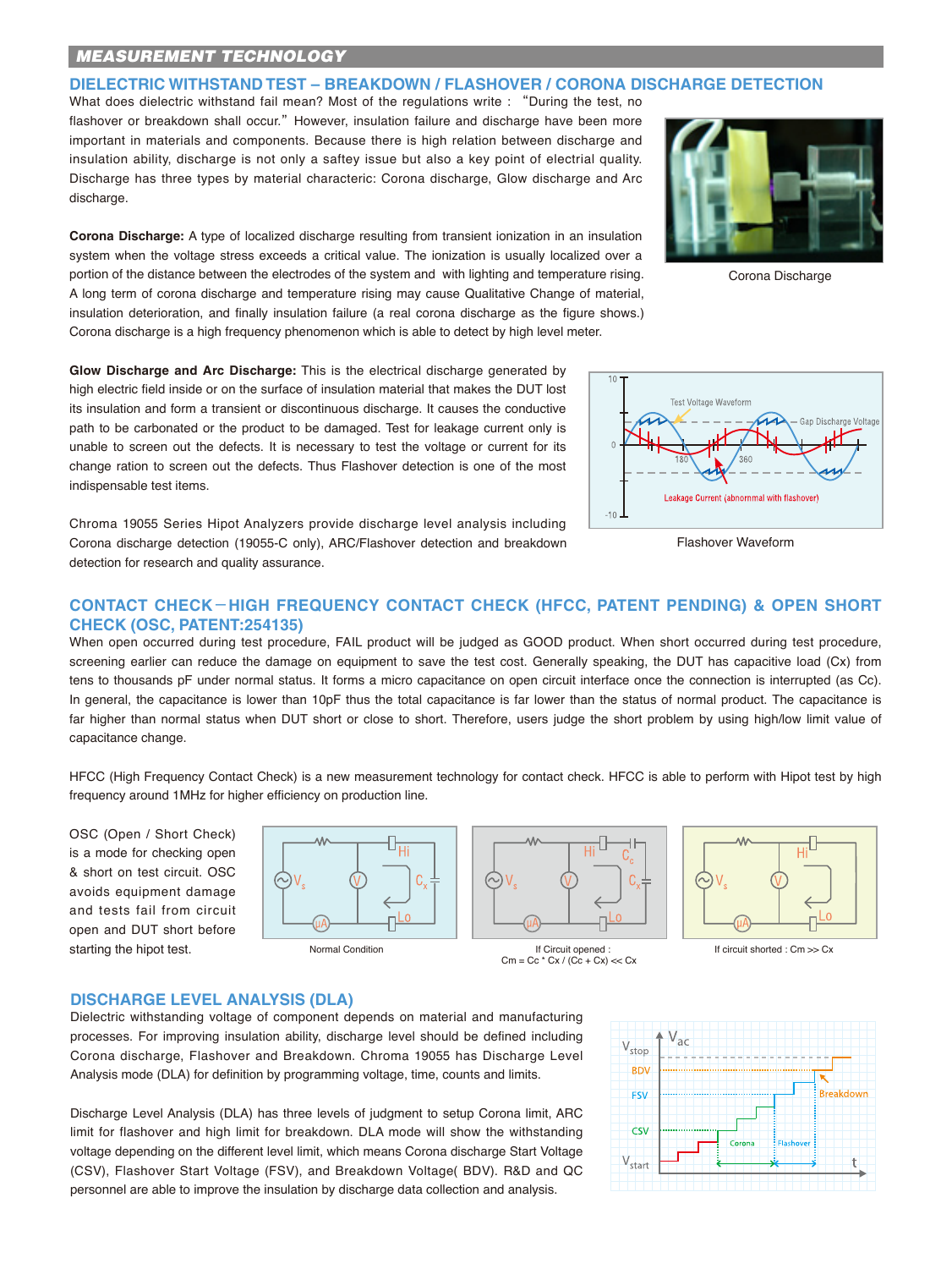## MEASUREMENT TECHNOLOGY

### DIELECTRIC WITHSTAND TEST – BREAKDOWN / FLASHOVER / CORONA DISCHARGE DETECTION

What does dielectric withstand fail mean? Most of the regulations write : "During the test, no flashover or breakdown shall occur." However, insulation failure and discharge have been more important in materials and components. Because there is high relation between discharge and insulation ability, discharge is not only a saftey issue but also a key point of electrial quality. Discharge has three types by material characteric: Corona discharge, Glow discharge and Arc discharge.

**Corona Discharge:** A type of localized discharge resulting from transient ionization in an insulation system when the voltage stress exceeds a critical value. The ionization is usually localized over a portion of the distance between the electrodes of the system and with lighting and temperature rising. A long term of corona discharge and temperature rising may cause Qualitative Change of material, insulation deterioration, and finally insulation failure (a real corona discharge as the figure shows.) Corona discharge is a high frequency phenomenon which is able to detect by high level meter.

Corona Discharge

**Glow Discharge and Arc Discharge:** This is the electrical discharge generated by high electric field inside or on the surface of insulation material that makes the DUT lost its insulation and form a transient or discontinuous discharge. It causes the conductive path to be carbonated or the product to be damaged. Test for leakage current only is unable to screen out the defects. It is necessary to test the voltage or current for its change ration to screen out the defects. Thus Flashover detection is one of the most indispensable test items.

Chroma 19055 Series Hipot Analyzers provide discharge level analysis including Corona discharge detection (19055-C only), ARC/Flashover detection and breakdown detection for research and quality assurance.

Flashover Waveform

### CONTACT CHECK－HIGH FREQUENCY CONTACT CHECK (HFCC, PATENT PENDING) & OPEN SHORT CHECK (OSC, PATENT:254135)

When open occurred during test procedure, FAIL product will be judged as GOOD product. When short occurred during test procedure, screening earlier can reduce the damage on equipment to save the test cost. Generally speaking, the DUT has capacitive load (Cx) from tens to thousands pF under normal status. It forms a micro capacitance on open circuit interface once the connection is interrupted (as Cc). In general, the capacitance is lower than 10pF thus the total capacitance is far lower than the status of normal product. The capacitance is far higher than normal status when DUT short or close to short. Therefore, users judge the short problem by using high/low limit value of capacitance change.

HFCC (High Frequency Contact Check) is a new measurement technology for contact check. HFCC is able to perform with Hipot test by high frequency around 1MHz for higher efficiency on production line.

OSC (Open / Short Check) is a mode for checking open & short on test circuit. OSC avoids equipment damage and tests fail from circuit open and DUT short before starting the hipot test.

Normal Condition

If Circuit opened : $Cm = Cc * Cx / (Cc + Cx) \ll Cx$

If circuit shorted : $Cm \gg Cx$

### DISCHARGE LEVEL ANALYSIS (DLA)

Dielectric withstanding voltage of component depends on material and manufacturing processes. For improving insulation ability, discharge level should be defined including Corona discharge, Flashover and Breakdown. Chroma 19055 has Discharge Level Analysis mode (DLA) for definition by programming voltage, time, counts and limits.

Discharge Level Analysis (DLA) has three levels of judgment to setup Corona limit, ARC limit for flashover and high limit for breakdown. DLA mode will show the withstanding voltage depending on the different level limit, which means Corona discharge Start Voltage (CSV), Flashover Start Voltage (FSV), and Breakdown Voltage( BDV). R&D and QC personnel are able to improve the insulation by discharge data collection and analysis.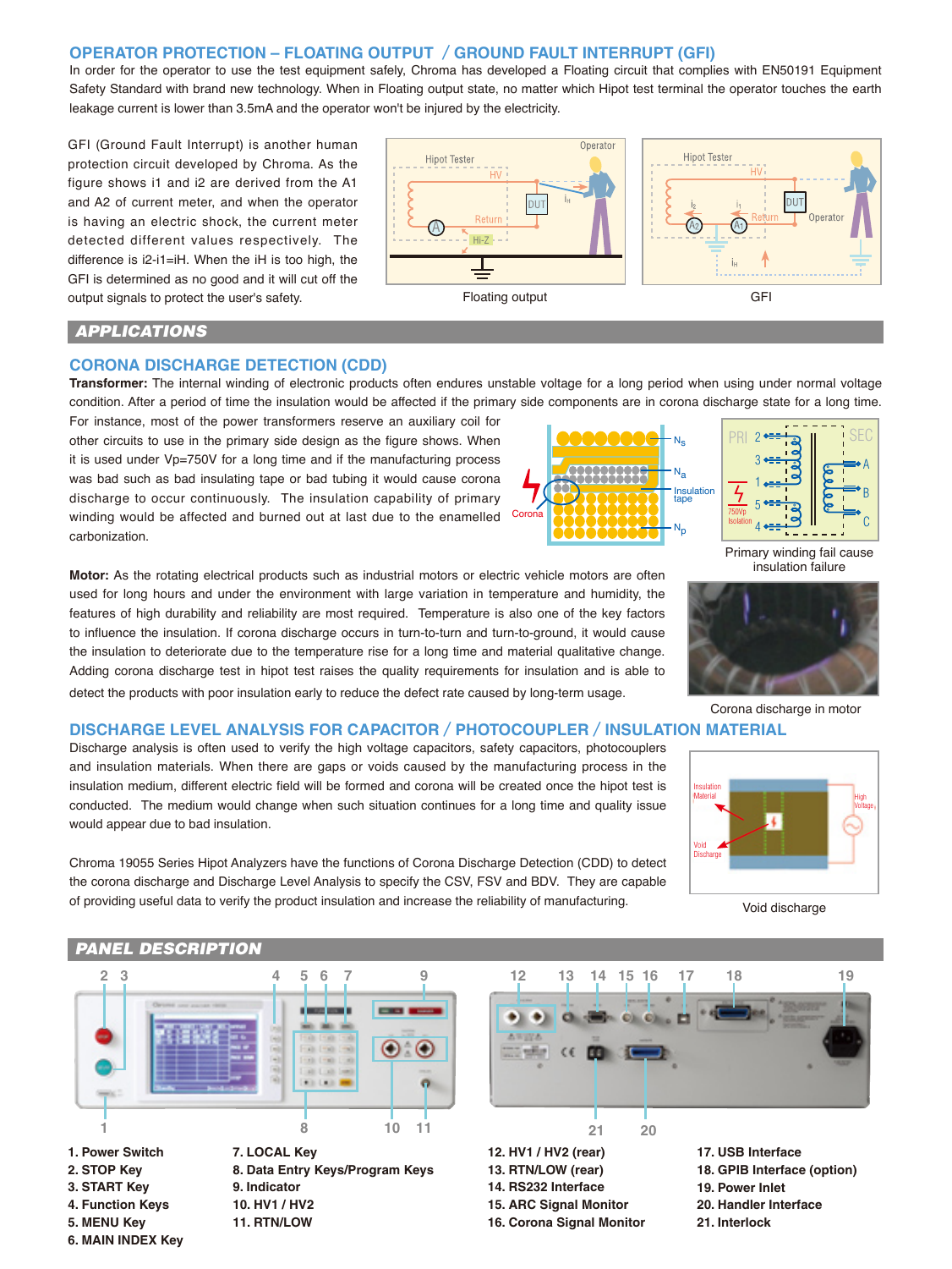## OPERATOR PROTECTION – FLOATING OUTPUT / GROUND FAULT INTERRUPT (GFI)

In order for the operator to use the test equipment safely, Chroma has developed a Floating circuit that complies with EN50191 Equipment Safety Standard with brand new technology. When in Floating output state, no matter which Hipot test terminal the operator touches the earth leakage current is lower than 3.5mA and the operator won't be injured by the electricity.

GFI (Ground Fault Interrupt) is another human protection circuit developed by Chroma. As the figure shows i1 and i2 are derived from the A1 and A2 of current meter, and when the operator is having an electric shock, the current meter detected different values respectively. The difference is i2-i1=iH. When the iH is too high, the GFI is determined as no good and it will cut off the output signals to protect the user's safety.

Floating output

GFI

## APPLICATIONS

### CORONA DISCHARGE DETECTION (CDD)

**Transformer:** The internal winding of electronic products often endures unstable voltage for a long period when using under normal voltage condition. After a period of time the insulation would be affected if the primary side components are in corona discharge state for a long time. For instance, most of the power transformers reserve an auxiliary coil for other circuits to use in the primary side design as the figure shows. When it is used under Vp=750V for a long time and if the manufacturing process was bad such as bad insulating tape or bad tubing it would cause corona discharge to occur continuously. The insulation capability of primary winding would be affected and burned out at last due to the enamelled carbonization.

Primary winding fail cause insulation failure

**Motor:** As the rotating electrical products such as industrial motors or electric vehicle motors are often used for long hours and under the environment with large variation in temperature and humidity, the features of high durability and reliability are most required. Temperature is also one of the key factors to influence the insulation. If corona discharge occurs in turn-to-turn and turn-to-ground, it would cause the insulation to deteriorate due to the temperature rise for a long time and material qualitative change. Adding corona discharge test in hipot test raises the quality requirements for insulation and is able to detect the products with poor insulation early to reduce the defect rate caused by long-term usage.

Corona discharge in motor

### DISCHARGE LEVEL ANALYSIS FOR CAPACITOR / PHOTOCOUPLER / INSULATION MATERIAL

Discharge analysis is often used to verify the high voltage capacitors, safety capacitors, photocouplers and insulation materials. When there are gaps or voids caused by the manufacturing process in the insulation medium, different electric field will be formed and corona will be created once the hipot test is conducted. The medium would change when such situation continues for a long time and quality issue would appear due to bad insulation.

Chroma 19055 Series Hipot Analyzers have the functions of Corona Discharge Detection (CDD) to detect the corona discharge and Discharge Level Analysis to specify the CSV, FSV and BDV. They are capable of providing useful data to verify the product insulation and increase the reliability of manufacturing.

Void discharge

## PANEL DESCRIPTION

1. Power Switch
2. STOP Key
3. START Key
4. Function Keys
5. MENU Key
6. MAIN INDEX Key
7. LOCAL Key
8. Data Entry Keys/Program Keys
9. Indicator
10. HV1 / HV2
11. RTN/LOW
12. HV1 / HV2 (rear)
13. RTN/LOW (rear)
14. RS232 Interface
15. ARC Signal Monitor
16. Corona Signal Monitor
17. USB Interface
18. GPIB Interface (option)
19. Power Inlet
20. Handler Interface
21. Interlock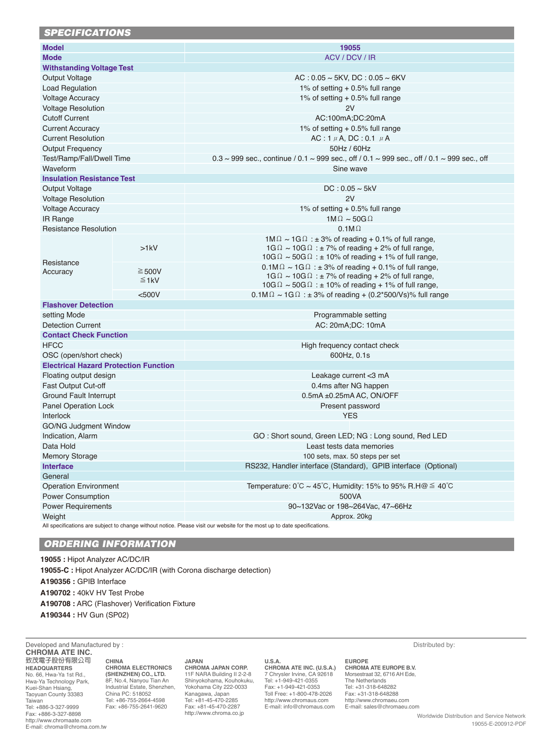## SPECIFICATIONS

| | | |
|---|---|---|
| **Model** | | **19055** |
| **Mode** | | ACV / DCV / IR |
| **Withstanding Voltage Test** | | |
| Output Voltage | | AC : 0.05 ~ 5KV, DC : 0.05 ~ 6KV |
| Load Regulation | | 1% of setting + 0.5% full range |
| Voltage Accuracy | | 1% of setting + 0.5% full range |
| Voltage Resolution | | 2V |
| Cutoff Current | | AC:100mA;DC:20mA |
| Current Accuracy | | 1% of setting + 0.5% full range |
| Current Resolution | | AC : 1 μA, DC : 0.1 μA |
| Output Frequency | | 50Hz / 60Hz |
| Test/Ramp/Fall/Dwell Time | | 0.3 ~ 999 sec., continue / 0.1 ~ 999 sec., off / 0.1 ~ 999 sec., off / 0.1 ~ 999 sec., off |
| Waveform | | Sine wave |
| **Insulation Resistance Test** | | |
| Output Voltage | | DC : 0.05 ~ 5kV |
| Voltage Resolution | | 2V |
| Voltage Accuracy | | 1% of setting + 0.5% full range |
| IR Range | | 1MΩ ~ 50GΩ |
| Resistance Resolution | | 0.1MΩ |
| Resistance Accuracy | >1kV | 1MΩ ~ 1GΩ : ± 3% of reading + 0.1% of full range,<br>1GΩ ~ 10GΩ : ± 7% of reading + 2% of full range,<br>10GΩ ~ 50GΩ : ± 10% of reading + 1% of full range, |
| | ≧500V ≦1kV | 0.1MΩ ~ 1GΩ : ± 3% of reading + 0.1% of full range,<br>1GΩ ~ 10GΩ : ± 7% of reading + 2% of full range,<br>10GΩ ~ 50GΩ : ± 10% of reading + 1% of full range, |
| | <500V | 0.1MΩ ~ 1GΩ : ± 3% of reading + (0.2*500/Vs)% full range |
| **Flashover Detection** | | |
| setting Mode | | Programmable setting |
| Detection Current | | AC: 20mA;DC: 10mA |
| **Contact Check Function** | | |
| HFCC | | High frequency contact check |
| OSC (open/short check) | | 600Hz, 0.1s |
| **Electrical Hazard Protection Function** | | |
| Floating output design | | Leakage current <3 mA |
| Fast Output Cut-off | | 0.4ms after NG happen |
| Ground Fault Interrupt | | 0.5mA ±0.25mA AC, ON/OFF |
| Panel Operation Lock | | Present password |
| Interlock | | YES |
| GO/NG Judgment Window | | |
| Indication, Alarm | | GO : Short sound, Green LED; NG : Long sound, Red LED |
| Data Hold | | Least tests data memories |
| Memory Storage | | 100 sets, max. 50 steps per set |
| **Interface** | | RS232, Handler interface (Standard), GPIB interface (Optional) |
| General | | |
| Operation Environment | | Temperature: 0℃ ~ 45℃, Humidity: 15% to 95% R.H@≦ 40℃ |
| Power Consumption | | 500VA |
| Power Requirements | | 90~132Vac or 198~264Vac, 47~66Hz |
| Weight | | Approx. 20kg |

All specifications are subject to change without notice. Please visit our website for the most up to date specifications.

## ORDERING INFORMATION

**19055 :** Hipot Analyzer AC/DC/IR
**19055-C :** Hipot Analyzer AC/DC/IR (with Corona discharge detection)
**A190356 :** GPIB Interface
**A190702 :** 40kV HV Test Probe
**A190708 :** ARC (Flashover) Verification Fixture
**A190344 :** HV Gun (SP02)

Developed and Manufactured by :
**CHROMA ATE INC.**
致茂電子股份有限公司
**HEADQUARTERS**
No. 66, Hwa-Ya 1st Rd.,
Hwa-Ya Technology Park,
Kuei-Shan Hsiang,
Taoyuan County 33383
Taiwan
Tel: +886-3-327-9999
Fax: +886-3-327-8898
http://www.chromaate.com
E-mail: chroma@chroma.com.tw

**CHINA**
**CHROMA ELECTRONICS (SHENZHEN) CO., LTD.**
8F, No.4, Nanyou Tian An Industrial Estate, Shenzhen, China PC: 518052
Tel: +86-755-2664-4598
Fax: +86-755-2641-9620

**JAPAN**
**CHROMA JAPAN CORP.**
11F NARA Building II 2-2-8 Shinyokohama, Kouhokuku, Yokohama City 222-0033 Kanagawa, Japan
Tel: +81-45-470-2285
Fax: +81-45-470-2287
http://www.chroma.co.jp

**U.S.A.**
**CHROMA ATE INC. (U.S.A.)**
7 Chrysler Irvine, CA 92618
Tel: +1-949-421-0355
Fax: +1-949-421-0353
Toll Free: +1-800-478-2026
http://www.chromaus.com
E-mail: info@chromaus.com

**EUROPE**
**CHROMA ATE EUROPE B.V.**
Morsestraat 32, 6716 AH Ede, The Netherlands
Tel: +31-318-648282
Fax: +31-318-648288
http://www.chromaeu.com
E-mail: sales@chromaeu.com

Distributed by:

Worldwide Distribution and Service Network
19055-E-200912-PDF